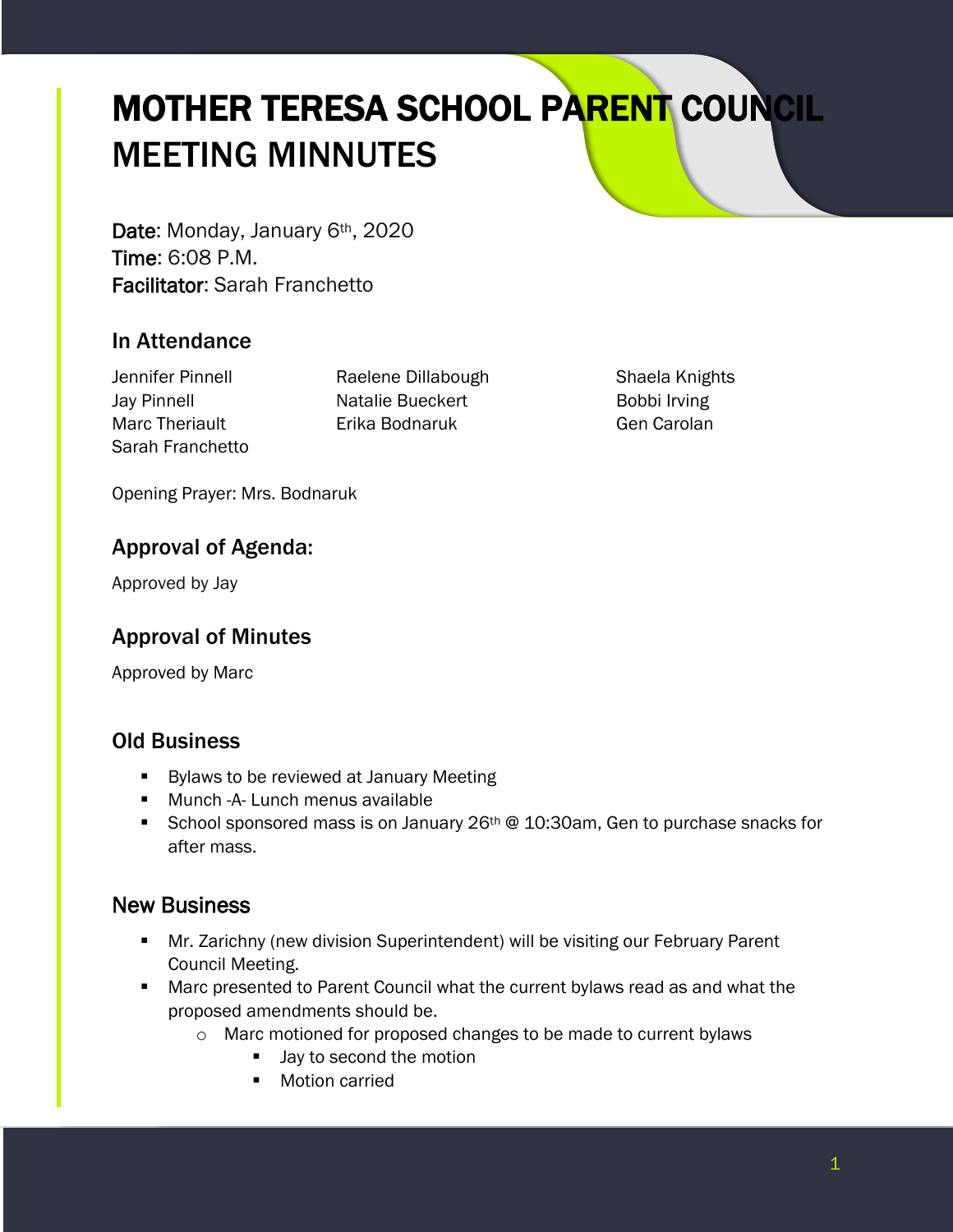# MOTHER TERESA SCHOOL PARENT COUNCIL MEETING MINNUTES

**Date**: Monday, January 6th, 2020
**Time**: 6:08 P.M.
**Facilitator**: Sarah Franchetto

## In Attendance

Jennifer Pinnell
Jay Pinnell
Marc Theriault
Sarah Franchetto
Raelene Dillabough
Natalie Bueckert
Erika Bodnaruk
Shaela Knights
Bobbi Irving
Gen Carolan

Opening Prayer: Mrs. Bodnaruk

## Approval of Agenda:

Approved by Jay

## Approval of Minutes

Approved by Marc

## Old Business

- Bylaws to be reviewed at January Meeting
- Munch -A- Lunch menus available
- School sponsored mass is on January 26th @ 10:30am, Gen to purchase snacks for after mass.

## New Business

- Mr. Zarichny (new division Superintendent) will be visiting our February Parent Council Meeting.
- Marc presented to Parent Council what the current bylaws read as and what the proposed amendments should be.
  - Marc motioned for proposed changes to be made to current bylaws
    - Jay to second the motion
    - Motion carried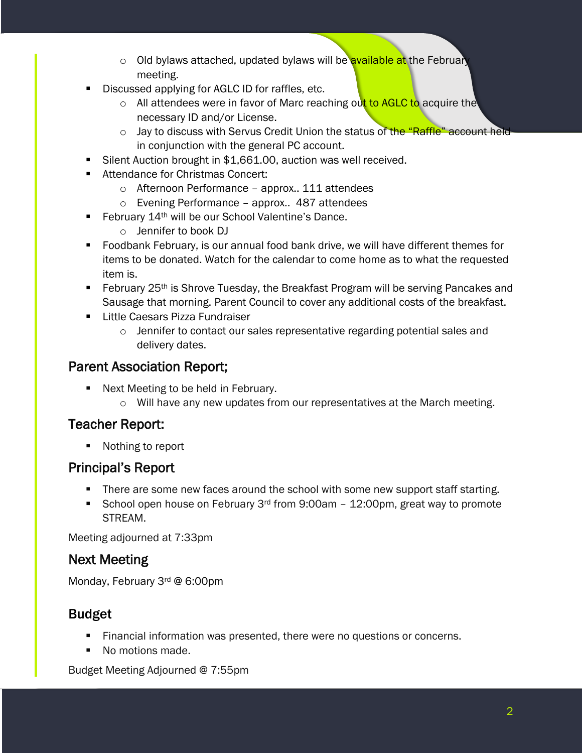- Old bylaws attached, updated bylaws will be available at the February meeting.
- Discussed applying for AGLC ID for raffles, etc.
    - All attendees were in favor of Marc reaching out to AGLC to acquire the necessary ID and/or License.
    - Jay to discuss with Servus Credit Union the status of the "Raffle" account held in conjunction with the general PC account.
- Silent Auction brought in $1,661.00, auction was well received.
- Attendance for Christmas Concert:
    - Afternoon Performance – approx.. 111 attendees
    - Evening Performance – approx.. 487 attendees
- February 14th will be our School Valentine's Dance.
    - Jennifer to book DJ
- Foodbank February, is our annual food bank drive, we will have different themes for items to be donated. Watch for the calendar to come home as to what the requested item is.
- February 25th is Shrove Tuesday, the Breakfast Program will be serving Pancakes and Sausage that morning. Parent Council to cover any additional costs of the breakfast.
- Little Caesars Pizza Fundraiser
    - Jennifer to contact our sales representative regarding potential sales and delivery dates.

## Parent Association Report;

- Next Meeting to be held in February.
    - Will have any new updates from our representatives at the March meeting.

## Teacher Report:

- Nothing to report

## Principal's Report

- There are some new faces around the school with some new support staff starting.
- School open house on February 3rd from 9:00am – 12:00pm, great way to promote STREAM.

Meeting adjourned at 7:33pm

## Next Meeting

Monday, February 3rd @ 6:00pm

## Budget

- Financial information was presented, there were no questions or concerns.
- No motions made.

Budget Meeting Adjourned @ 7:55pm